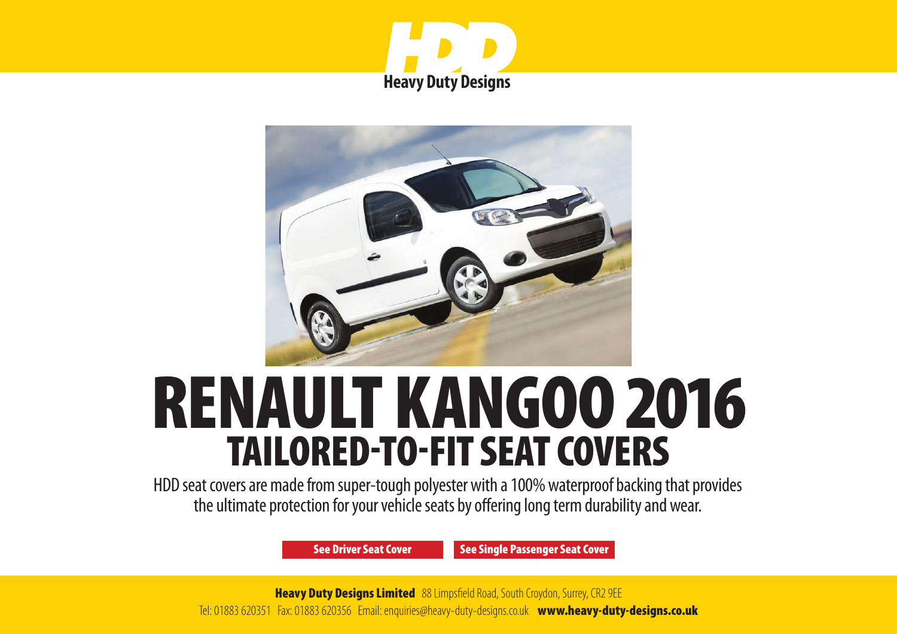HDD

**Heavy Duty Designs**

# RENAULT KANGOO 2016

## TAILORED-TO-FIT SEAT COVERS

HDD seat covers are made from super-tough polyester with a 100% waterproof backing that provides the ultimate protection for your vehicle seats by offering long term durability and wear.

**See Driver Seat Cover** **See Single Passenger Seat Cover**

**Heavy Duty Designs Limited** 88 Limpsfield Road, South Croydon, Surrey, CR2 9EE

Tel: 01883 620351 Fax: 01883 620356 Email: enquiries@heavy-duty-designs.co.uk **www.heavy-duty-designs.co.uk**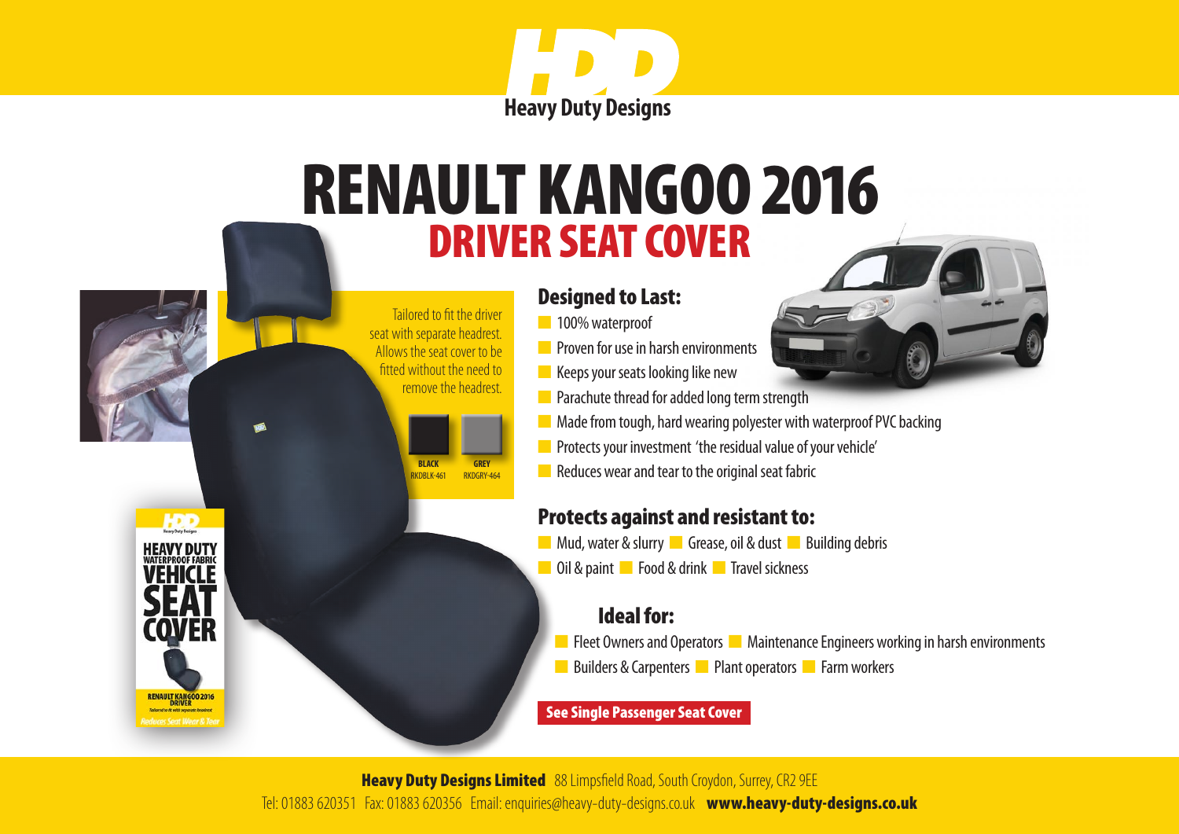# HDD Heavy Duty Designs

# RENAULT KANGOO 2016
## DRIVER SEAT COVER

Tailored to fit the driver seat with separate headrest. Allows the seat cover to be fitted without the need to remove the headrest.

| BLACK | GREY |
|---|---|
| RKDBLK-461 | RKDGRY-464 |

### Designed to Last:

- 100% waterproof
- Proven for use in harsh environments
- Keeps your seats looking like new
- Parachute thread for added long term strength
- Made from tough, hard wearing polyester with waterproof PVC backing
- Protects your investment 'the residual value of your vehicle'
- Reduces wear and tear to the original seat fabric

### Protects against and resistant to:

- Mud, water & slurry
- Grease, oil & dust
- Building debris
- Oil & paint
- Food & drink
- Travel sickness

### Ideal for:

- Fleet Owners and Operators
- Maintenance Engineers working in harsh environments
- Builders & Carpenters
- Plant operators
- Farm workers

**See Single Passenger Seat Cover**

HDD Heavy Duty Designs
HEAVY DUTY WATERPROOF FABRIC VEHICLE SEAT COVER
RENAULT KANGOO 2016 DRIVER
*Tailored to fit with separate headrest*
*Reduces Seat Wear & Tear*

**Heavy Duty Designs Limited** 88 Limpsfield Road, South Croydon, Surrey, CR2 9EE
Tel: 01883 620351 Fax: 01883 620356 Email: enquiries@heavy-duty-designs.co.uk **www.heavy-duty-designs.co.uk**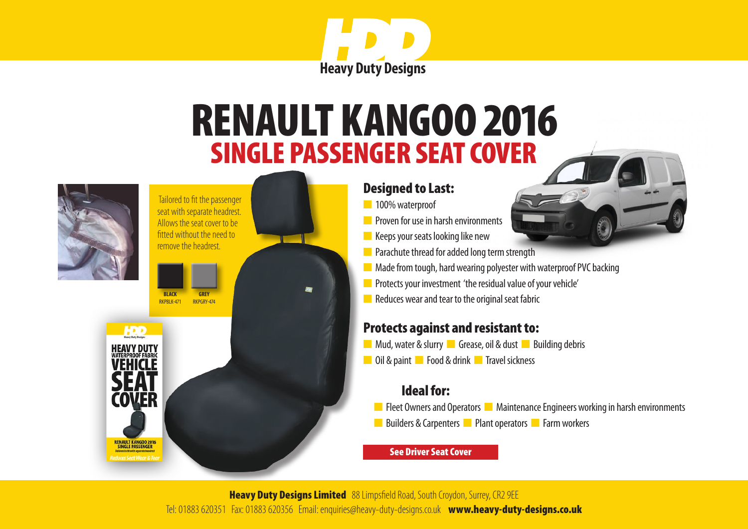HDD

Heavy Duty Designs

# RENAULT KANGOO 2016

## SINGLE PASSENGER SEAT COVER

Tailored to fit the passenger seat with separate headrest. Allows the seat cover to be fitted without the need to remove the headrest.

**BLACK** RKPBLK-471

**GREY** RKPGRY-474

HEAVY DUTY WATERPROOF FABRIC VEHICLE SEAT COVER

RENAULT KANGOO 2016 SINGLE PASSENGER

*Tailored to fit with separate headrest*

*Reduces Seat Wear & Tear*

### Designed to Last:

- 100% waterproof
- Proven for use in harsh environments
- Keeps your seats looking like new
- Parachute thread for added long term strength
- Made from tough, hard wearing polyester with waterproof PVC backing
- Protects your investment 'the residual value of your vehicle'
- Reduces wear and tear to the original seat fabric

### Protects against and resistant to:

- Mud, water & slurry
- Grease, oil & dust
- Building debris
- Oil & paint
- Food & drink
- Travel sickness

### Ideal for:

- Fleet Owners and Operators
- Maintenance Engineers working in harsh environments
- Builders & Carpenters
- Plant operators
- Farm workers

**See Driver Seat Cover**

**Heavy Duty Designs Limited** 88 Limpsfield Road, South Croydon, Surrey, CR2 9EE

Tel: 01883 620351 Fax: 01883 620356 Email: enquiries@heavy-duty-designs.co.uk **www.heavy-duty-designs.co.uk**